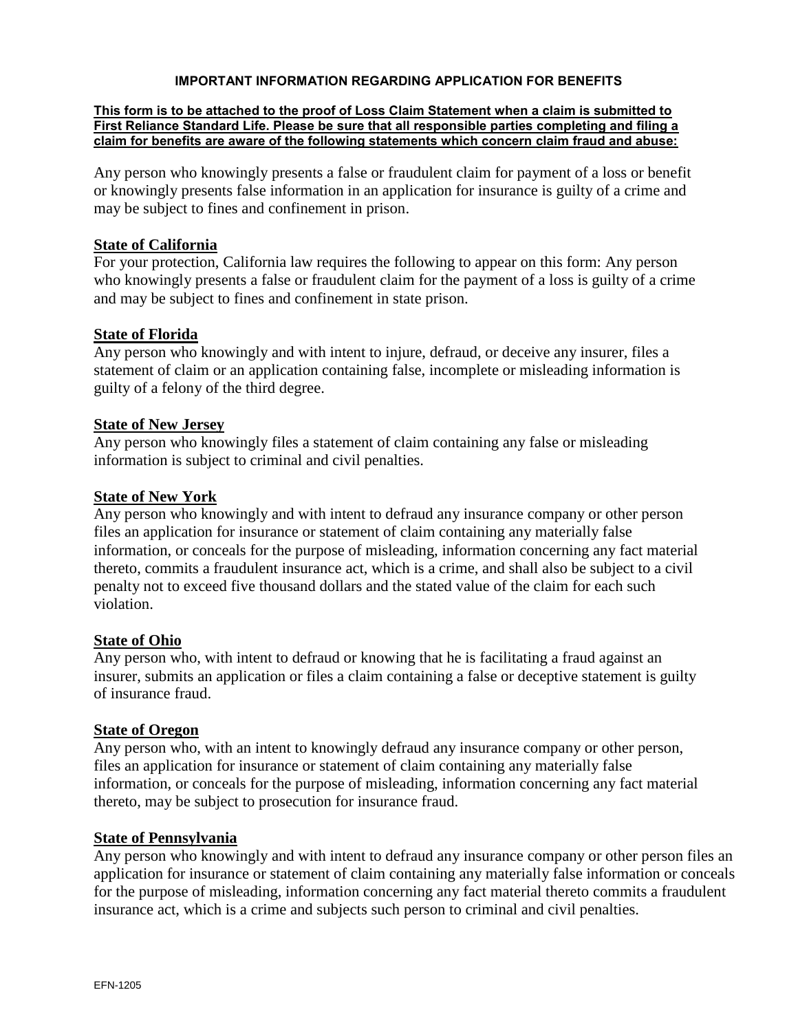## IMPORTANT INFORMATION REGARDING APPLICATION FOR BENEFITS

**This form is to be attached to the proof of Loss Claim Statement when a claim is submitted to First Reliance Standard Life. Please be sure that all responsible parties completing and filing a claim for benefits are aware of the following statements which concern claim fraud and abuse:**

Any person who knowingly presents a false or fraudulent claim for payment of a loss or benefit or knowingly presents false information in an application for insurance is guilty of a crime and may be subject to fines and confinement in prison.

### State of California

For your protection, California law requires the following to appear on this form: Any person who knowingly presents a false or fraudulent claim for the payment of a loss is guilty of a crime and may be subject to fines and confinement in state prison.

### State of Florida

Any person who knowingly and with intent to injure, defraud, or deceive any insurer, files a statement of claim or an application containing false, incomplete or misleading information is guilty of a felony of the third degree.

### State of New Jersey

Any person who knowingly files a statement of claim containing any false or misleading information is subject to criminal and civil penalties.

### State of New York

Any person who knowingly and with intent to defraud any insurance company or other person files an application for insurance or statement of claim containing any materially false information, or conceals for the purpose of misleading, information concerning any fact material thereto, commits a fraudulent insurance act, which is a crime, and shall also be subject to a civil penalty not to exceed five thousand dollars and the stated value of the claim for each such violation.

### State of Ohio

Any person who, with intent to defraud or knowing that he is facilitating a fraud against an insurer, submits an application or files a claim containing a false or deceptive statement is guilty of insurance fraud.

### State of Oregon

Any person who, with an intent to knowingly defraud any insurance company or other person, files an application for insurance or statement of claim containing any materially false information, or conceals for the purpose of misleading, information concerning any fact material thereto, may be subject to prosecution for insurance fraud.

### State of Pennsylvania

Any person who knowingly and with intent to defraud any insurance company or other person files an application for insurance or statement of claim containing any materially false information or conceals for the purpose of misleading, information concerning any fact material thereto commits a fraudulent insurance act, which is a crime and subjects such person to criminal and civil penalties.

EFN-1205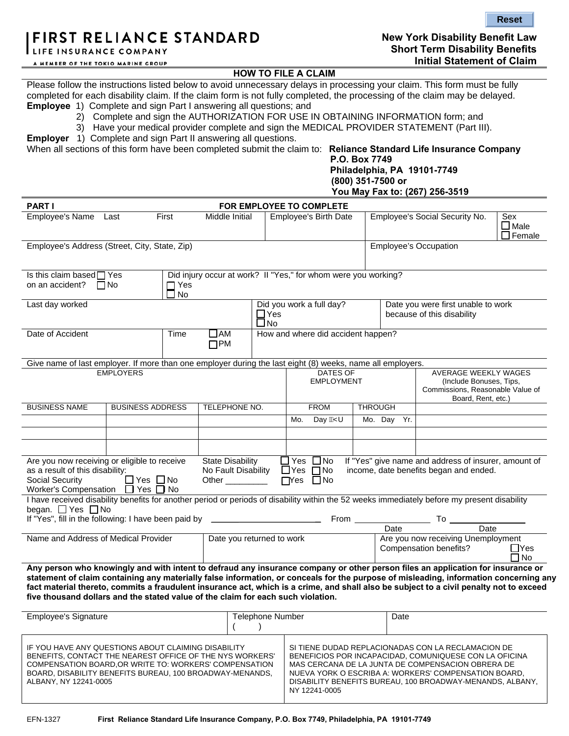Reset

**FIRST RELIANCE STANDARD**
LIFE INSURANCE COMPANY
A MEMBER OF THE TOKIO MARINE GROUP

**New York Disability Benefit Law**
**Short Term Disability Benefits**
**Initial Statement of Claim**

## HOW TO FILE A CLAIM

Please follow the instructions listed below to avoid unnecessary delays in processing your claim. This form must be fully completed for each disability claim. If the claim form is not fully completed, the processing of the claim may be delayed.

**Employee** 1) Complete and sign Part I answering all questions; and
2) Complete and sign the AUTHORIZATION FOR USE IN OBTAINING INFORMATION form; and
3) Have your medical provider complete and sign the MEDICAL PROVIDER STATEMENT (Part III).

**Employer** 1) Complete and sign Part II answering all questions.

When all sections of this form have been completed submit the claim to: **Reliance Standard Life Insurance Company**
**P.O. Box 7749**
**Philadelphia, PA 19101-7749**
**(800) 351-7500 or**
**You May Fax to: (267) 256-3519**

## PART I — FOR EMPLOYEE TO COMPLETE

| Employee's Name Last | First | Middle Initial | Employee's Birth Date | Employee's Social Security No. | Sex ☐ Male ☐ Female |
|---|---|---|---|---|---|

| Employee's Address (Street, City, State, Zip) | Employee's Occupation |
|---|---|

| Is this claim based on an accident? ☐ Yes ☐ No | Did injury occur at work? ☐ Yes ☐ No If "Yes," for whom were you working? |
|---|---|

| Last day worked | Did you work a full day? ☐ Yes ☐ No | Date you were first unable to work because of this disability |
|---|---|---|

| Date of Accident | Time ☐ AM ☐ PM | How and where did accident happen? |
|---|---|---|

Give name of last employer. If more than one employer during the last eight (8) weeks, name all employers.

| EMPLOYERS | | | DATES OF EMPLOYMENT | | AVERAGE WEEKLY WAGES (Include Bonuses, Tips, Commissions, Reasonable Value of Board, Rent, etc.) |
|---|---|---|---|---|---|
| BUSINESS NAME | BUSINESS ADDRESS | TELEPHONE NO. | FROM | THROUGH | |
| | | | Mo. Day Yr. | Mo. Day Yr. | |
| | | | | | |
| | | | | | |

Are you now receiving or eligible to receive as a result of this disability:
Social Security ☐ Yes ☐ No
Worker's Compensation ☐ Yes ☐ No
State Disability ☐ Yes ☐ No
No Fault Disability ☐ Yes ☐ No
Other _________ ☐ Yes ☐ No
If "Yes" give name and address of insurer, amount of income, date benefits began and ended.

I have received disability benefits for another period or periods of disability within the 52 weeks immediately before my present disability began. ☐ Yes ☐ No
If "Yes", fill in the following: I have been paid by ________________ From ____________ (Date) To ____________ (Date)

| Name and Address of Medical Provider | Date you returned to work | Are you now receiving Unemployment Compensation benefits? ☐ Yes ☐ No |
|---|---|---|

**Any person who knowingly and with intent to defraud any insurance company or other person files an application for insurance or statement of claim containing any materially false information, or conceals for the purpose of misleading, information concerning any fact material thereto, commits a fraudulent insurance act, which is a crime, and shall also be subject to a civil penalty not to exceed five thousand dollars and the stated value of the claim for each such violation.**

| Employee's Signature | Telephone Number ( ) | Date |
|---|---|---|

IF YOU HAVE ANY QUESTIONS ABOUT CLAIMING DISABILITY BENEFITS, CONTACT THE NEAREST OFFICE OF THE NYS WORKERS' COMPENSATION BOARD,OR WRITE TO: WORKERS' COMPENSATION BOARD, DISABILITY BENEFITS BUREAU, 100 BROADWAY-MENANDS, ALBANY, NY 12241-0005

SI TIENE DUDAD REPLACIONADAS CON LA RECLAMACION DE BENEFICIOS POR INCAPACIDAD, COMUNIQUESE CON LA OFICINA MAS CERCANA DE LA JUNTA DE COMPENSACION OBRERA DE NUEVA YORK O ESCRIBA A: WORKERS' COMPENSATION BOARD, DISABILITY BENEFITS BUREAU, 100 BROADWAY-MENANDS, ALBANY, NY 12241-0005

EFN-1327 **First Reliance Standard Life Insurance Company, P.O. Box 7749, Philadelphia, PA 19101-7749**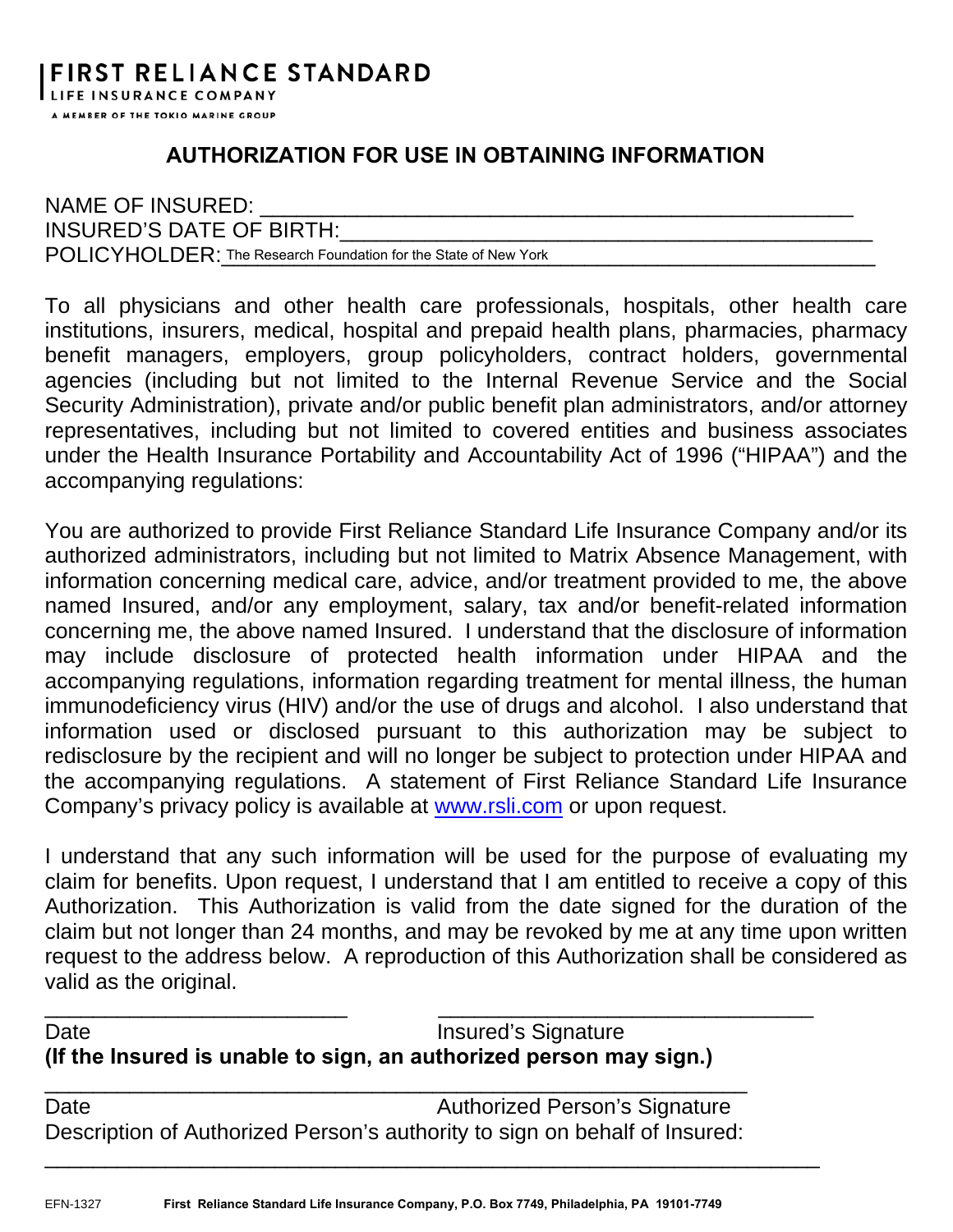**FIRST RELIANCE STANDARD**
LIFE INSURANCE COMPANY
A MEMBER OF THE TOKIO MARINE GROUP

## AUTHORIZATION FOR USE IN OBTAINING INFORMATION

NAME OF INSURED: _______________________________________________

INSURED'S DATE OF BIRTH:_______________________________________________

POLICYHOLDER: The Research Foundation for the State of New York

To all physicians and other health care professionals, hospitals, other health care institutions, insurers, medical, hospital and prepaid health plans, pharmacies, pharmacy benefit managers, employers, group policyholders, contract holders, governmental agencies (including but not limited to the Internal Revenue Service and the Social Security Administration), private and/or public benefit plan administrators, and/or attorney representatives, including but not limited to covered entities and business associates under the Health Insurance Portability and Accountability Act of 1996 ("HIPAA") and the accompanying regulations:

You are authorized to provide First Reliance Standard Life Insurance Company and/or its authorized administrators, including but not limited to Matrix Absence Management, with information concerning medical care, advice, and/or treatment provided to me, the above named Insured, and/or any employment, salary, tax and/or benefit-related information concerning me, the above named Insured. I understand that the disclosure of information may include disclosure of protected health information under HIPAA and the accompanying regulations, information regarding treatment for mental illness, the human immunodeficiency virus (HIV) and/or the use of drugs and alcohol. I also understand that information used or disclosed pursuant to this authorization may be subject to redisclosure by the recipient and will no longer be subject to protection under HIPAA and the accompanying regulations. A statement of First Reliance Standard Life Insurance Company's privacy policy is available at www.rsli.com or upon request.

I understand that any such information will be used for the purpose of evaluating my claim for benefits. Upon request, I understand that I am entitled to receive a copy of this Authorization. This Authorization is valid from the date signed for the duration of the claim but not longer than 24 months, and may be revoked by me at any time upon written request to the address below. A reproduction of this Authorization shall be considered as valid as the original.

_________________________ _________________________________

Date Insured's Signature

**(If the Insured is unable to sign, an authorized person may sign.)**

__________________________________________________________

Date Authorized Person's Signature

Description of Authorized Person's authority to sign on behalf of Insured:

__________________________________________________________

EFN-1327 **First Reliance Standard Life Insurance Company, P.O. Box 7749, Philadelphia, PA 19101-7749**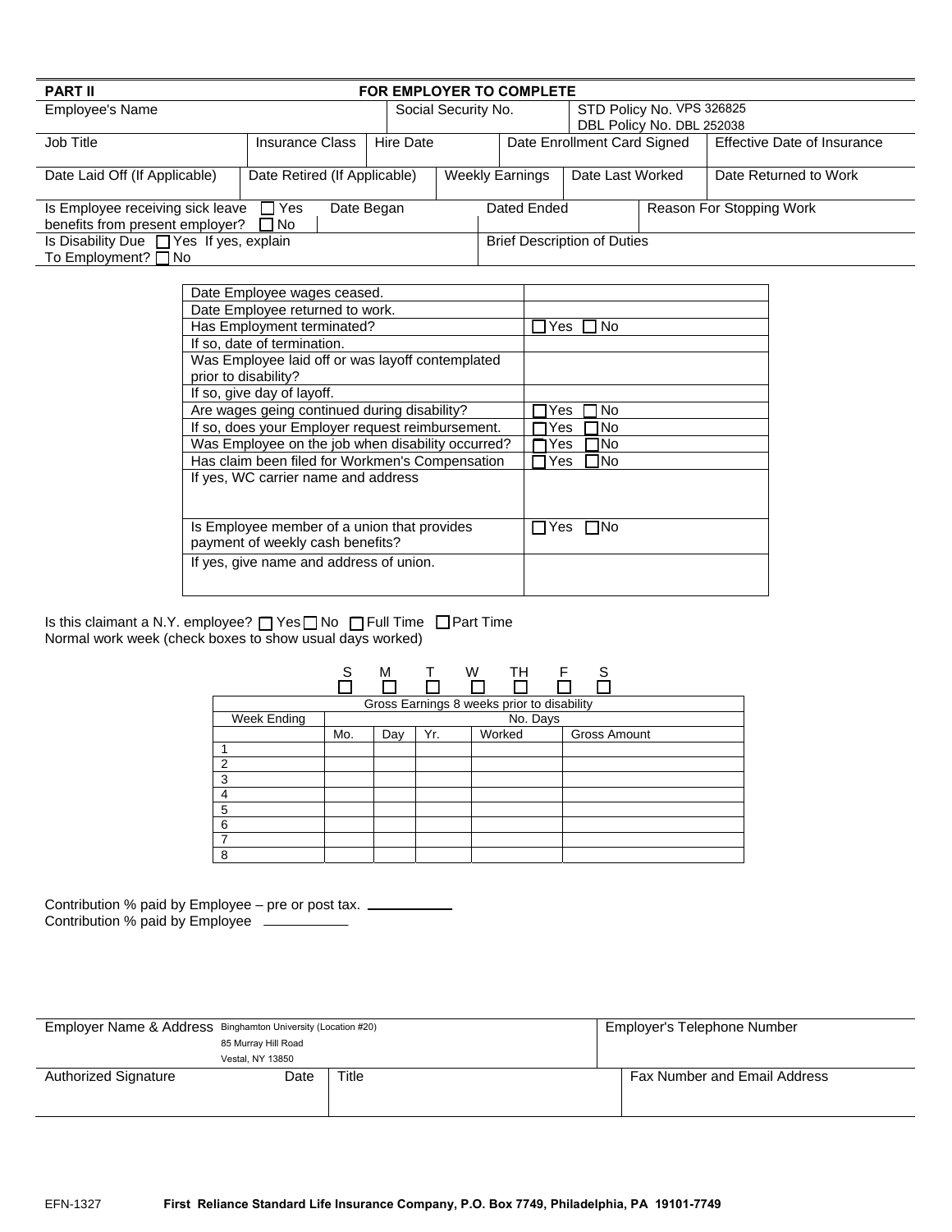| **PART II** | **FOR EMPLOYER TO COMPLETE** | | | | |
|---|---|---|---|---|---|
| Employee's Name | | Social Security No. | | STD Policy No. VPS 326825<br>DBL Policy No. DBL 252038 | |
| Job Title | Insurance Class | Hire Date | Date Enrollment Card Signed | | Effective Date of Insurance |
| Date Laid Off (If Applicable) | Date Retired (If Applicable) | Weekly Earnings | Date Last Worked | | Date Returned to Work |
| Is Employee receiving sick leave benefits from present employer? ☐ Yes ☐ No | Date Began | | Dated Ended | Reason For Stopping Work | |
| Is Disability Due To Employment? ☐ Yes ☐ No If yes, explain | | | Brief Description of Duties | | |

| | |
|---|---|
| Date Employee wages ceased. | |
| Date Employee returned to work. | |
| Has Employment terminated? | ☐ Yes ☐ No |
| If so, date of termination. | |
| Was Employee laid off or was layoff contemplated prior to disability? | |
| If so, give day of layoff. | |
| Are wages geing continued during disability? | ☐ Yes ☐ No |
| If so, does your Employer request reimbursement. | ☐ Yes ☐ No |
| Was Employee on the job when disability occurred? | ☐ Yes ☐ No |
| Has claim been filed for Workmen's Compensation | ☐ Yes ☐ No |
| If yes, WC carrier name and address | |
| Is Employee member of a union that provides payment of weekly cash benefits? | ☐ Yes ☐ No |
| If yes, give name and address of union. | |

Is this claimant a N.Y. employee? ☐ Yes ☐ No ☐ Full Time ☐ Part Time
Normal work week (check boxes to show usual days worked)

| S | M | T | W | TH | F | S |
|---|---|---|---|---|---|---|
| ☐ | ☐ | ☐ | ☐ | ☐ | ☐ | ☐ |

| Gross Earnings 8 weeks prior to disability | | | | | |
|---|---|---|---|---|---|
| Week Ending | | | | No. Days | |
| | Mo. | Day | Yr. | Worked | Gross Amount |
| 1 | | | | | |
| 2 | | | | | |
| 3 | | | | | |
| 4 | | | | | |
| 5 | | | | | |
| 6 | | | | | |
| 7 | | | | | |
| 8 | | | | | |

Contribution % paid by Employee – pre or post tax. ___________
Contribution % paid by Employee ___________

| Employer Name & Address | Binghamton University (Location #20)<br>85 Murray Hill Road<br>Vestal, NY 13850 | Employer's Telephone Number |
|---|---|---|
| Authorized Signature Date | Title | Fax Number and Email Address |

EFN-1327 **First Reliance Standard Life Insurance Company, P.O. Box 7749, Philadelphia, PA 19101-7749**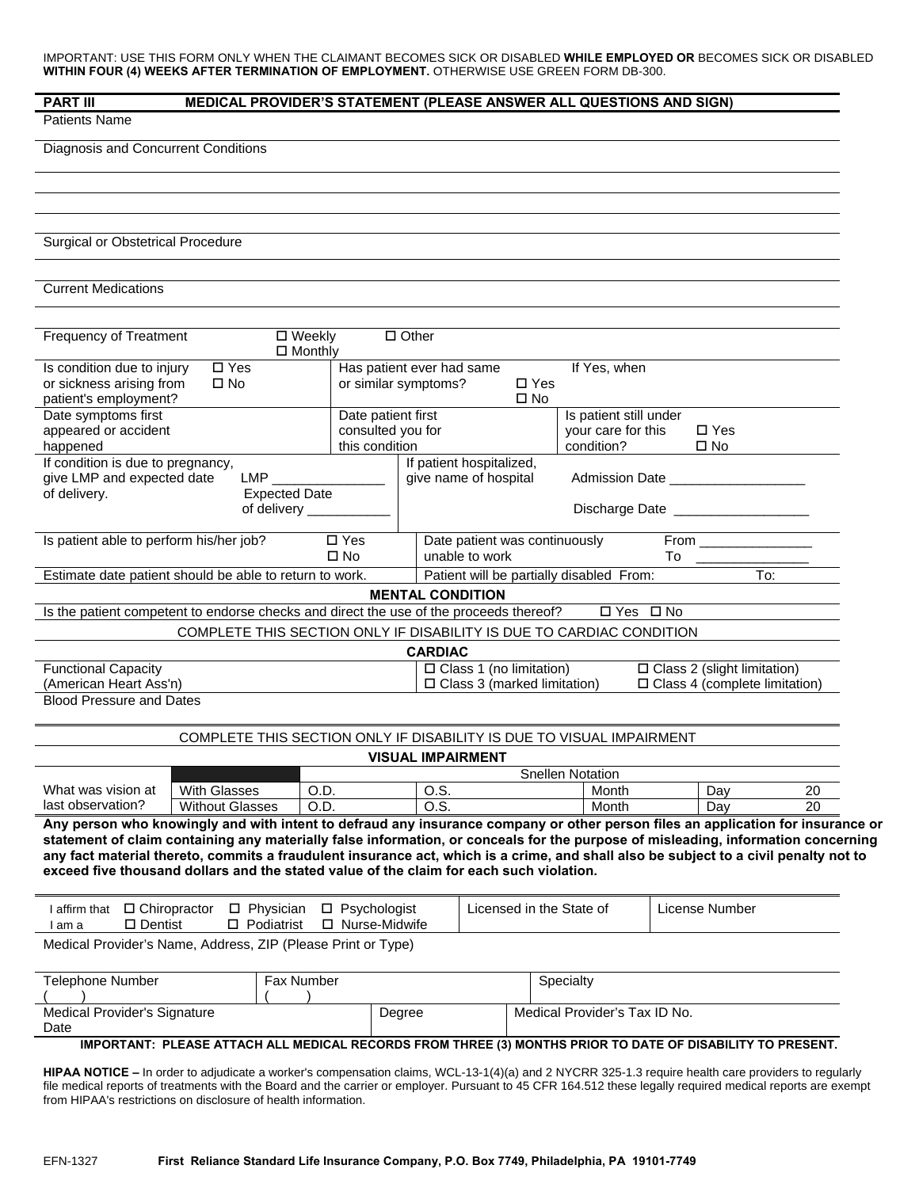IMPORTANT: USE THIS FORM ONLY WHEN THE CLAIMANT BECOMES SICK OR DISABLED **WHILE EMPLOYED OR** BECOMES SICK OR DISABLED **WITHIN FOUR (4) WEEKS AFTER TERMINATION OF EMPLOYMENT.** OTHERWISE USE GREEN FORM DB-300.

## PART III MEDICAL PROVIDER'S STATEMENT (PLEASE ANSWER ALL QUESTIONS AND SIGN)

Patients Name

Diagnosis and Concurrent Conditions

Surgical or Obstetrical Procedure

Current Medications

| | | | |
|---|---|---|---|
| Frequency of Treatment | ☐ Weekly ☐ Monthly | ☐ Other | |
| Is condition due to injury or sickness arising from patient's employment? ☐ Yes ☐ No | Has patient ever had same or similar symptoms? ☐ Yes ☐ No | If Yes, when | |
| Date symptoms first appeared or accident happened | Date patient first consulted you for this condition | Is patient still under your care for this condition? ☐ Yes ☐ No | |
| If condition is due to pregnancy, give LMP and expected date of delivery. LMP _______________ Expected Date of delivery ___________ | If patient hospitalized, give name of hospital | Admission Date __________________ Discharge Date __________________ | |
| Is patient able to perform his/her job? ☐ Yes ☐ No | Date patient was continuously unable to work | From _______________ To _______________ | |
| Estimate date patient should be able to return to work. | Patient will be partially disabled From: | To: | |

### MENTAL CONDITION

Is the patient competent to endorse checks and direct the use of the proceeds thereof? ☐ Yes ☐ No

COMPLETE THIS SECTION ONLY IF DISABILITY IS DUE TO CARDIAC CONDITION

### CARDIAC

| | | |
|---|---|---|
| Functional Capacity (American Heart Ass'n) | ☐ Class 1 (no limitation) ☐ Class 3 (marked limitation) | ☐ Class 2 (slight limitation) ☐ Class 4 (complete limitation) |

Blood Pressure and Dates

COMPLETE THIS SECTION ONLY IF DISABILITY IS DUE TO VISUAL IMPAIRMENT

### VISUAL IMPAIRMENT

| | | Snellen Notation | | | | |
|---|---|---|---|---|---|---|
| What was vision at last observation? | With Glasses | O.D. | O.S. | Month | Day | 20 |
| | Without Glasses | O.D. | O.S. | Month | Day | 20 |

**Any person who knowingly and with intent to defraud any insurance company or other person files an application for insurance or statement of claim containing any materially false information, or conceals for the purpose of misleading, information concerning any fact material thereto, commits a fraudulent insurance act, which is a crime, and shall also be subject to a civil penalty not to exceed five thousand dollars and the stated value of the claim for each such violation.**

| | | |
|---|---|---|
| I affirm that I am a ☐ Chiropractor ☐ Dentist ☐ Physician ☐ Podiatrist ☐ Psychologist ☐ Nurse-Midwife | Licensed in the State of | License Number |

Medical Provider's Name, Address, ZIP (Please Print or Type)

| | | |
|---|---|---|
| Telephone Number ( ) | Fax Number ( ) | Specialty |
| Medical Provider's Signature Date | Degree | Medical Provider's Tax ID No. |

**IMPORTANT: PLEASE ATTACH ALL MEDICAL RECORDS FROM THREE (3) MONTHS PRIOR TO DATE OF DISABILITY TO PRESENT.**

**HIPAA NOTICE –** In order to adjudicate a worker's compensation claims, WCL-13-1(4)(a) and 2 NYCRR 325-1.3 require health care providers to regularly file medical reports of treatments with the Board and the carrier or employer. Pursuant to 45 CFR 164.512 these legally required medical reports are exempt from HIPAA's restrictions on disclosure of health information.

EFN-1327 **First Reliance Standard Life Insurance Company, P.O. Box 7749, Philadelphia, PA 19101-7749**